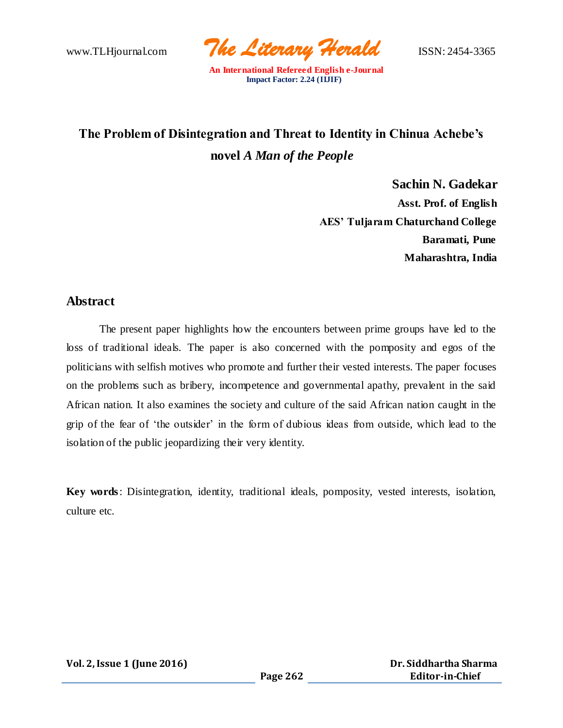# The Problem of Disintegration and Threat to Identity in Chinua Achebe's novel *A Man of the People*

**Sachin N. Gadekar**

**Asst. Prof. of English**

**AES' Tuljaram Chaturchand College**

**Baramati, Pune**

**Maharashtra, India**

## Abstract

The present paper highlights how the encounters between prime groups have led to the loss of traditional ideals. The paper is also concerned with the pomposity and egos of the politicians with selfish motives who promote and further their vested interests. The paper focuses on the problems such as bribery, incompetence and governmental apathy, prevalent in the said African nation. It also examines the society and culture of the said African nation caught in the grip of the fear of 'the outsider' in the form of dubious ideas from outside, which lead to the isolation of the public jeopardizing their very identity.

**Key words**: Disintegration, identity, traditional ideals, pomposity, vested interests, isolation, culture etc.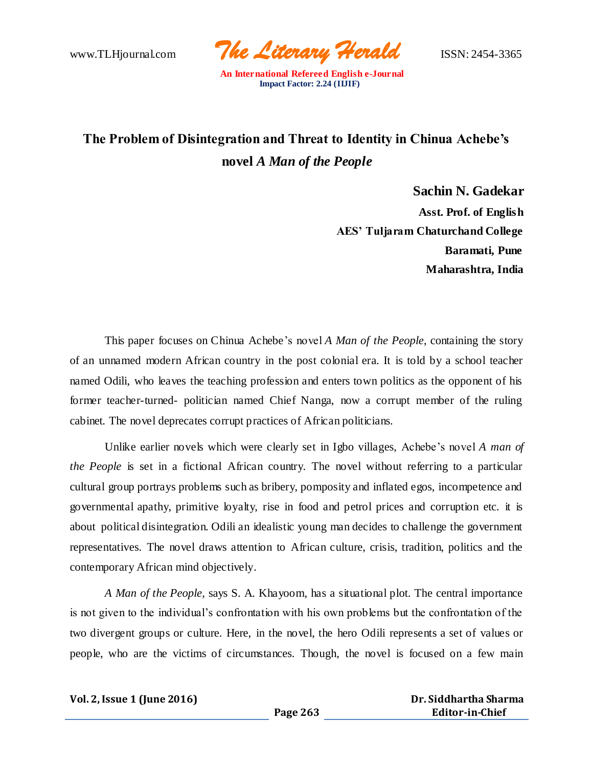# The Problem of Disintegration and Threat to Identity in Chinua Achebe's novel *A Man of the People*

**Sachin N. Gadekar**

**Asst. Prof. of English**
**AES' Tuljaram Chaturchand College**
**Baramati, Pune**
**Maharashtra, India**

This paper focuses on Chinua Achebe's novel *A Man of the People*, containing the story of an unnamed modern African country in the post colonial era. It is told by a school teacher named Odili, who leaves the teaching profession and enters town politics as the opponent of his former teacher-turned- politician named Chief Nanga, now a corrupt member of the ruling cabinet. The novel deprecates corrupt practices of African politicians.

Unlike earlier novels which were clearly set in Igbo villages, Achebe's novel *A man of the People* is set in a fictional African country. The novel without referring to a particular cultural group portrays problems such as bribery, pomposity and inflated egos, incompetence and governmental apathy, primitive loyalty, rise in food and petrol prices and corruption etc. it is about political disintegration. Odili an idealistic young man decides to challenge the government representatives. The novel draws attention to African culture, crisis, tradition, politics and the contemporary African mind objectively.

*A Man of the People*, says S. A. Khayoom, has a situational plot. The central importance is not given to the individual's confrontation with his own problems but the confrontation of the two divergent groups or culture. Here, in the novel, the hero Odili represents a set of values or people, who are the victims of circumstances. Though, the novel is focused on a few main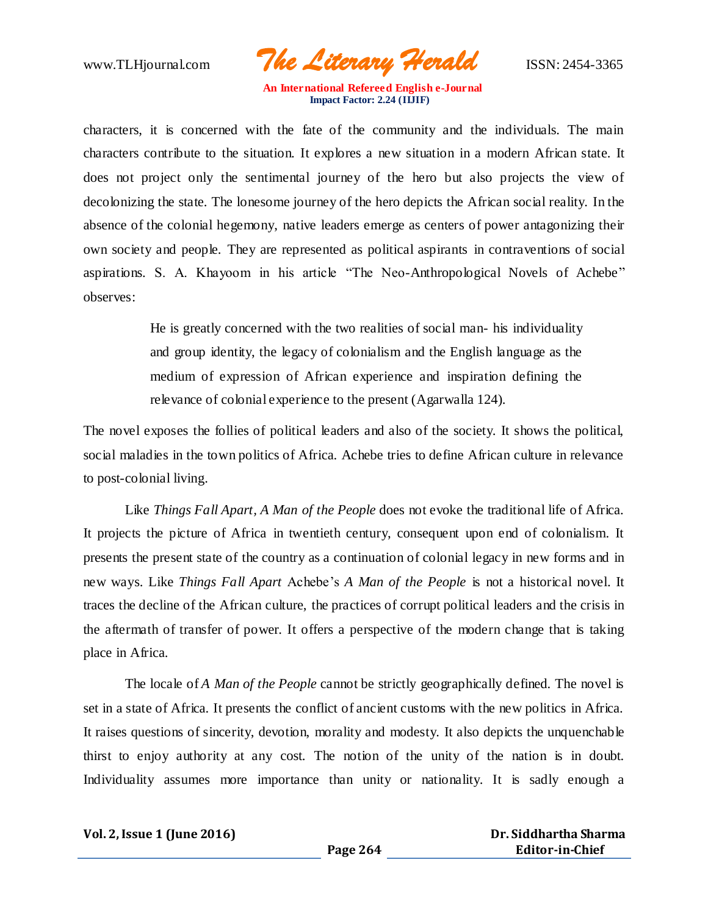characters, it is concerned with the fate of the community and the individuals. The main characters contribute to the situation. It explores a new situation in a modern African state. It does not project only the sentimental journey of the hero but also projects the view of decolonizing the state. The lonesome journey of the hero depicts the African social reality. In the absence of the colonial hegemony, native leaders emerge as centers of power antagonizing their own society and people. They are represented as political aspirants in contraventions of social aspirations. S. A. Khayoom in his article "The Neo-Anthropological Novels of Achebe" observes:

> He is greatly concerned with the two realities of social man- his individuality and group identity, the legacy of colonialism and the English language as the medium of expression of African experience and inspiration defining the relevance of colonial experience to the present (Agarwalla 124).

The novel exposes the follies of political leaders and also of the society. It shows the political, social maladies in the town politics of Africa. Achebe tries to define African culture in relevance to post-colonial living.

Like *Things Fall Apart*, *A Man of the People* does not evoke the traditional life of Africa. It projects the picture of Africa in twentieth century, consequent upon end of colonialism. It presents the present state of the country as a continuation of colonial legacy in new forms and in new ways. Like *Things Fall Apart* Achebe's *A Man of the People* is not a historical novel. It traces the decline of the African culture, the practices of corrupt political leaders and the crisis in the aftermath of transfer of power. It offers a perspective of the modern change that is taking place in Africa.

The locale of *A Man of the People* cannot be strictly geographically defined. The novel is set in a state of Africa. It presents the conflict of ancient customs with the new politics in Africa. It raises questions of sincerity, devotion, morality and modesty. It also depicts the unquenchable thirst to enjoy authority at any cost. The notion of the unity of the nation is in doubt. Individuality assumes more importance than unity or nationality. It is sadly enough a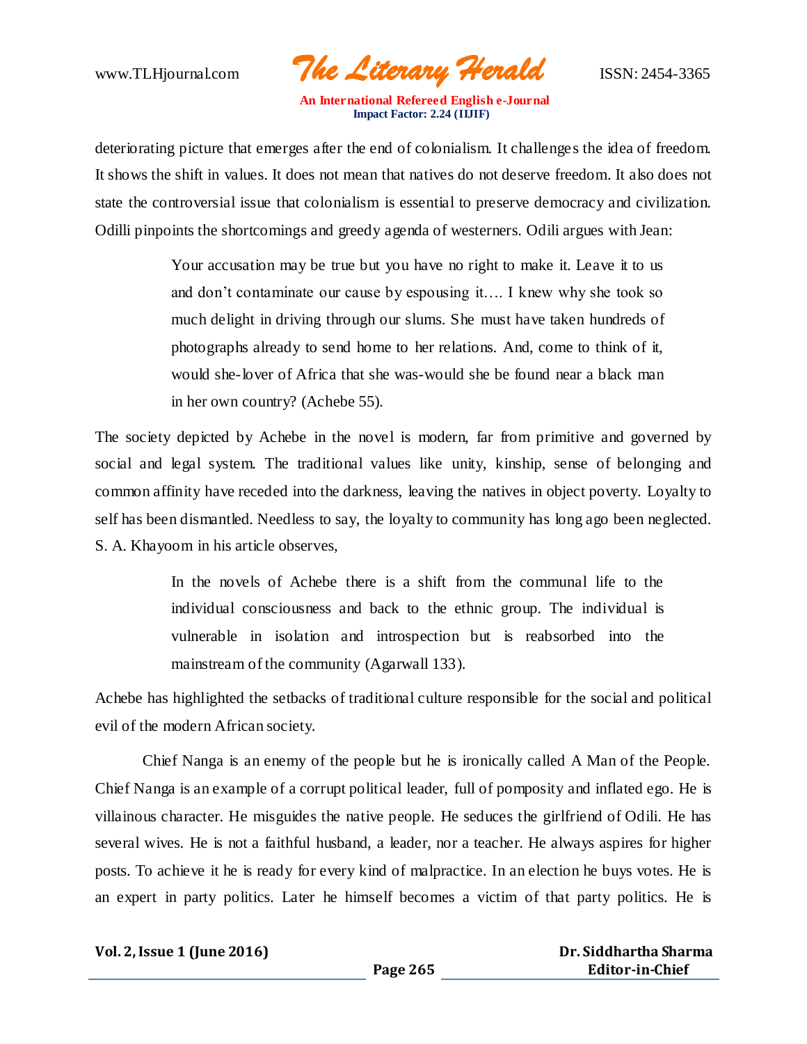deteriorating picture that emerges after the end of colonialism. It challenges the idea of freedom. It shows the shift in values. It does not mean that natives do not deserve freedom. It also does not state the controversial issue that colonialism is essential to preserve democracy and civilization. Odilli pinpoints the shortcomings and greedy agenda of westerners. Odili argues with Jean:

> Your accusation may be true but you have no right to make it. Leave it to us and don't contaminate our cause by espousing it…. I knew why she took so much delight in driving through our slums. She must have taken hundreds of photographs already to send home to her relations. And, come to think of it, would she-lover of Africa that she was-would she be found near a black man in her own country? (Achebe 55).

The society depicted by Achebe in the novel is modern, far from primitive and governed by social and legal system. The traditional values like unity, kinship, sense of belonging and common affinity have receded into the darkness, leaving the natives in object poverty. Loyalty to self has been dismantled. Needless to say, the loyalty to community has long ago been neglected. S. A. Khayoom in his article observes,

> In the novels of Achebe there is a shift from the communal life to the individual consciousness and back to the ethnic group. The individual is vulnerable in isolation and introspection but is reabsorbed into the mainstream of the community (Agarwall 133).

Achebe has highlighted the setbacks of traditional culture responsible for the social and political evil of the modern African society.

Chief Nanga is an enemy of the people but he is ironically called A Man of the People. Chief Nanga is an example of a corrupt political leader, full of pomposity and inflated ego. He is villainous character. He misguides the native people. He seduces the girlfriend of Odili. He has several wives. He is not a faithful husband, a leader, nor a teacher. He always aspires for higher posts. To achieve it he is ready for every kind of malpractice. In an election he buys votes. He is an expert in party politics. Later he himself becomes a victim of that party politics. He is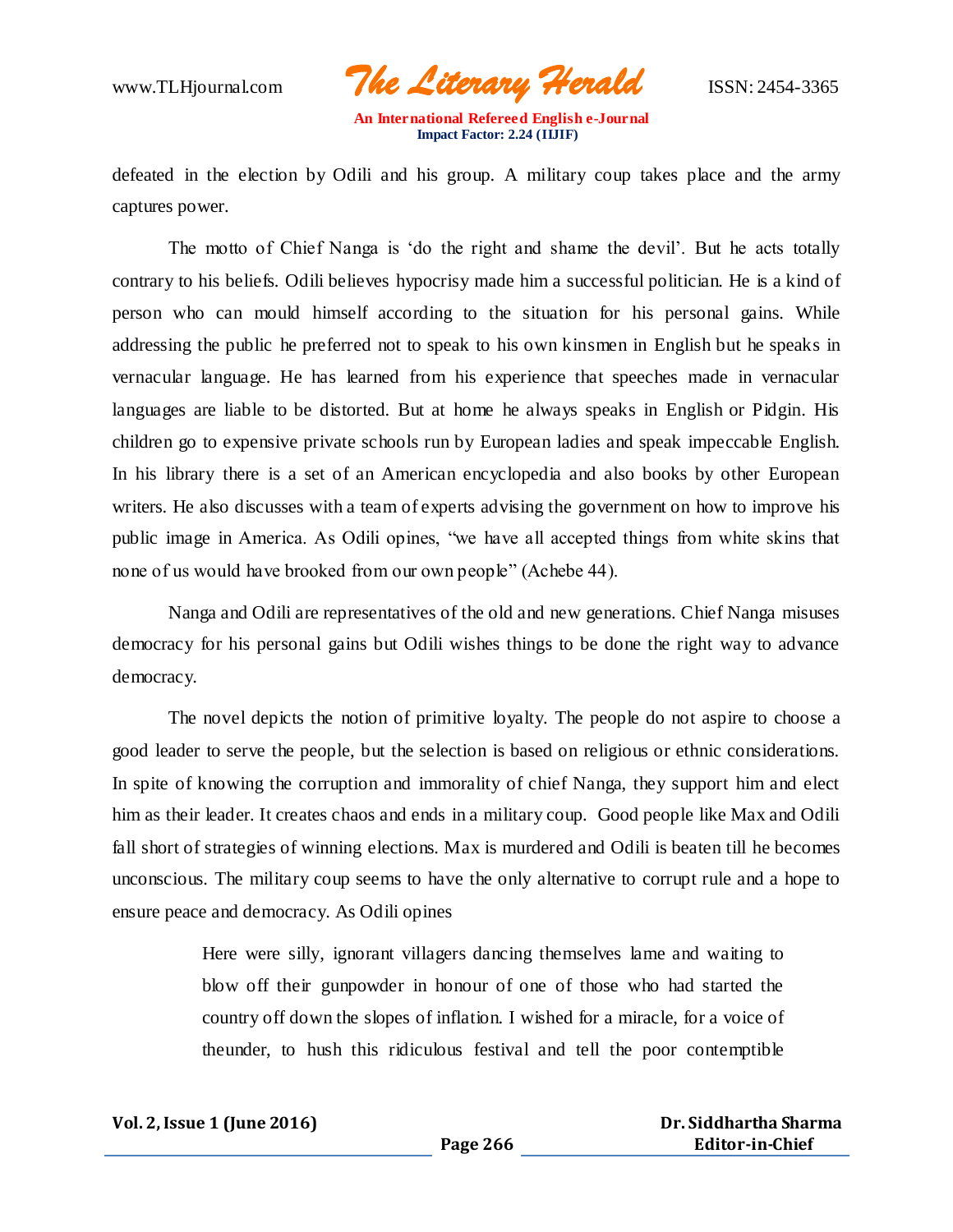defeated in the election by Odili and his group. A military coup takes place and the army captures power.

The motto of Chief Nanga is 'do the right and shame the devil'. But he acts totally contrary to his beliefs. Odili believes hypocrisy made him a successful politician. He is a kind of person who can mould himself according to the situation for his personal gains. While addressing the public he preferred not to speak to his own kinsmen in English but he speaks in vernacular language. He has learned from his experience that speeches made in vernacular languages are liable to be distorted. But at home he always speaks in English or Pidgin. His children go to expensive private schools run by European ladies and speak impeccable English. In his library there is a set of an American encyclopedia and also books by other European writers. He also discusses with a team of experts advising the government on how to improve his public image in America. As Odili opines, "we have all accepted things from white skins that none of us would have brooked from our own people" (Achebe 44).

Nanga and Odili are representatives of the old and new generations. Chief Nanga misuses democracy for his personal gains but Odili wishes things to be done the right way to advance democracy.

The novel depicts the notion of primitive loyalty. The people do not aspire to choose a good leader to serve the people, but the selection is based on religious or ethnic considerations. In spite of knowing the corruption and immorality of chief Nanga, they support him and elect him as their leader. It creates chaos and ends in a military coup. Good people like Max and Odili fall short of strategies of winning elections. Max is murdered and Odili is beaten till he becomes unconscious. The military coup seems to have the only alternative to corrupt rule and a hope to ensure peace and democracy. As Odili opines

> Here were silly, ignorant villagers dancing themselves lame and waiting to blow off their gunpowder in honour of one of those who had started the country off down the slopes of inflation. I wished for a miracle, for a voice of theunder, to hush this ridiculous festival and tell the poor contemptible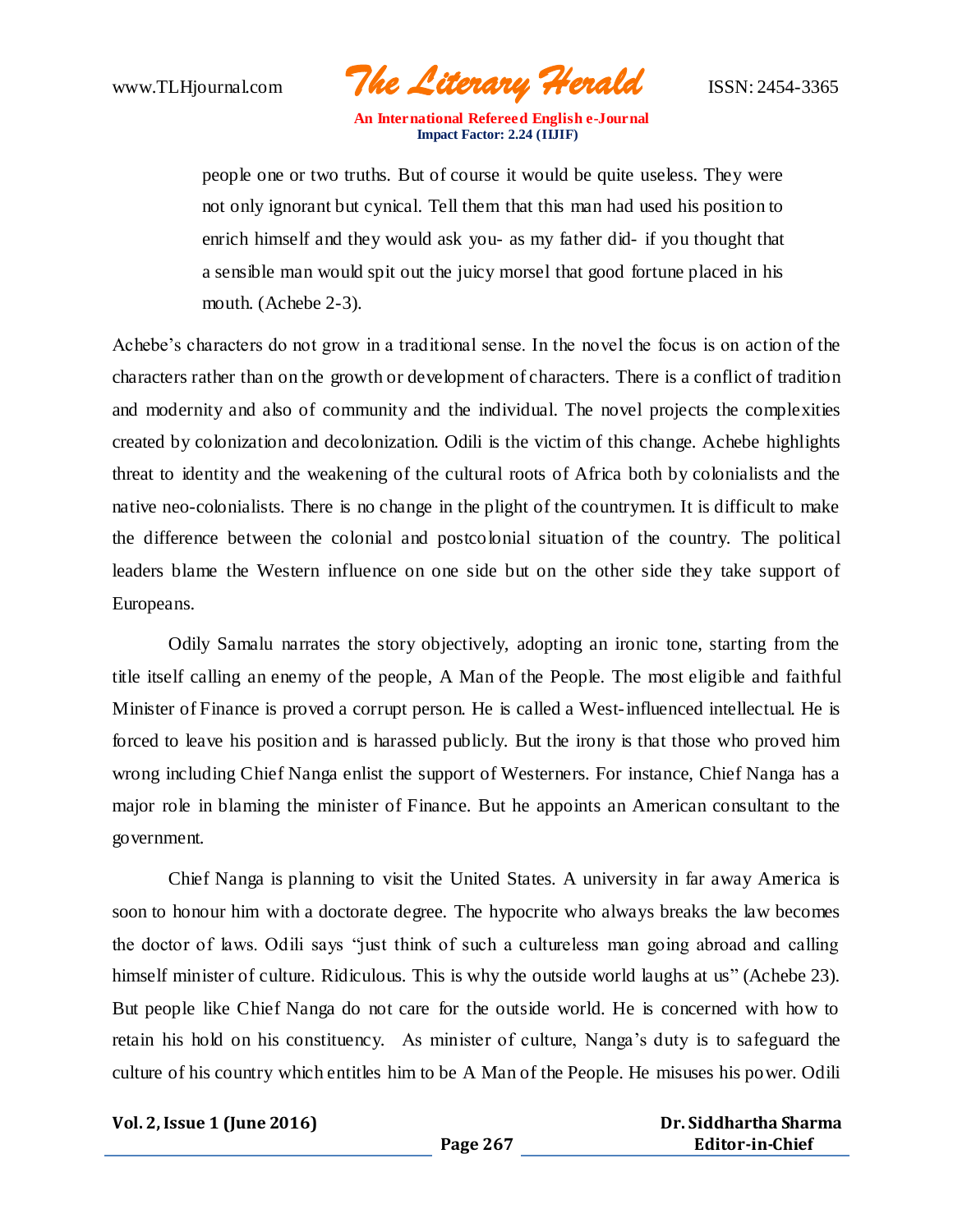> people one or two truths. But of course it would be quite useless. They were not only ignorant but cynical. Tell them that this man had used his position to enrich himself and they would ask you- as my father did- if you thought that a sensible man would spit out the juicy morsel that good fortune placed in his mouth. (Achebe 2-3).

Achebe's characters do not grow in a traditional sense. In the novel the focus is on action of the characters rather than on the growth or development of characters. There is a conflict of tradition and modernity and also of community and the individual. The novel projects the complexities created by colonization and decolonization. Odili is the victim of this change. Achebe highlights threat to identity and the weakening of the cultural roots of Africa both by colonialists and the native neo-colonialists. There is no change in the plight of the countrymen. It is difficult to make the difference between the colonial and postcolonial situation of the country. The political leaders blame the Western influence on one side but on the other side they take support of Europeans.

Odily Samalu narrates the story objectively, adopting an ironic tone, starting from the title itself calling an enemy of the people, A Man of the People. The most eligible and faithful Minister of Finance is proved a corrupt person. He is called a West-influenced intellectual. He is forced to leave his position and is harassed publicly. But the irony is that those who proved him wrong including Chief Nanga enlist the support of Westerners. For instance, Chief Nanga has a major role in blaming the minister of Finance. But he appoints an American consultant to the government.

Chief Nanga is planning to visit the United States. A university in far away America is soon to honour him with a doctorate degree. The hypocrite who always breaks the law becomes the doctor of laws. Odili says "just think of such a cultureless man going abroad and calling himself minister of culture. Ridiculous. This is why the outside world laughs at us" (Achebe 23). But people like Chief Nanga do not care for the outside world. He is concerned with how to retain his hold on his constituency. As minister of culture, Nanga's duty is to safeguard the culture of his country which entitles him to be A Man of the People. He misuses his power. Odili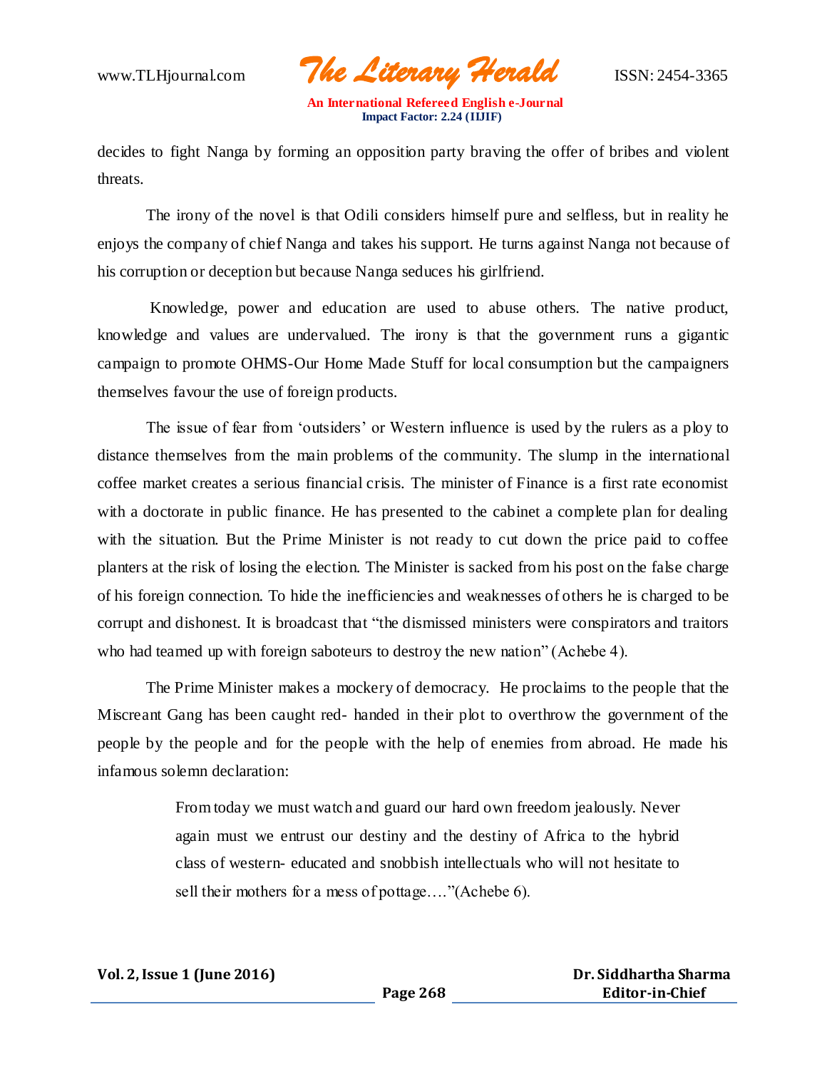decides to fight Nanga by forming an opposition party braving the offer of bribes and violent threats.

The irony of the novel is that Odili considers himself pure and selfless, but in reality he enjoys the company of chief Nanga and takes his support. He turns against Nanga not because of his corruption or deception but because Nanga seduces his girlfriend.

Knowledge, power and education are used to abuse others. The native product, knowledge and values are undervalued. The irony is that the government runs a gigantic campaign to promote OHMS-Our Home Made Stuff for local consumption but the campaigners themselves favour the use of foreign products.

The issue of fear from 'outsiders' or Western influence is used by the rulers as a ploy to distance themselves from the main problems of the community. The slump in the international coffee market creates a serious financial crisis. The minister of Finance is a first rate economist with a doctorate in public finance. He has presented to the cabinet a complete plan for dealing with the situation. But the Prime Minister is not ready to cut down the price paid to coffee planters at the risk of losing the election. The Minister is sacked from his post on the false charge of his foreign connection. To hide the inefficiencies and weaknesses of others he is charged to be corrupt and dishonest. It is broadcast that "the dismissed ministers were conspirators and traitors who had teamed up with foreign saboteurs to destroy the new nation" (Achebe 4).

The Prime Minister makes a mockery of democracy. He proclaims to the people that the Miscreant Gang has been caught red- handed in their plot to overthrow the government of the people by the people and for the people with the help of enemies from abroad. He made his infamous solemn declaration:

> From today we must watch and guard our hard own freedom jealously. Never again must we entrust our destiny and the destiny of Africa to the hybrid class of western- educated and snobbish intellectuals who will not hesitate to sell their mothers for a mess of pottage…."(Achebe 6).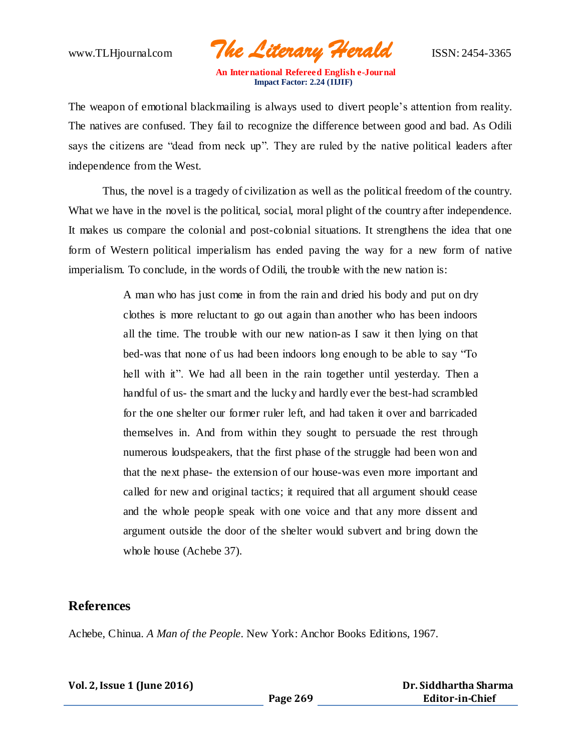The weapon of emotional blackmailing is always used to divert people's attention from reality. The natives are confused. They fail to recognize the difference between good and bad. As Odili says the citizens are "dead from neck up". They are ruled by the native political leaders after independence from the West.

Thus, the novel is a tragedy of civilization as well as the political freedom of the country. What we have in the novel is the political, social, moral plight of the country after independence. It makes us compare the colonial and post-colonial situations. It strengthens the idea that one form of Western political imperialism has ended paving the way for a new form of native imperialism. To conclude, in the words of Odili, the trouble with the new nation is:

> A man who has just come in from the rain and dried his body and put on dry clothes is more reluctant to go out again than another who has been indoors all the time. The trouble with our new nation-as I saw it then lying on that bed-was that none of us had been indoors long enough to be able to say "To hell with it". We had all been in the rain together until yesterday. Then a handful of us- the smart and the lucky and hardly ever the best-had scrambled for the one shelter our former ruler left, and had taken it over and barricaded themselves in. And from within they sought to persuade the rest through numerous loudspeakers, that the first phase of the struggle had been won and that the next phase- the extension of our house-was even more important and called for new and original tactics; it required that all argument should cease and the whole people speak with one voice and that any more dissent and argument outside the door of the shelter would subvert and bring down the whole house (Achebe 37).

## References

Achebe, Chinua. *A Man of the People*. New York: Anchor Books Editions, 1967.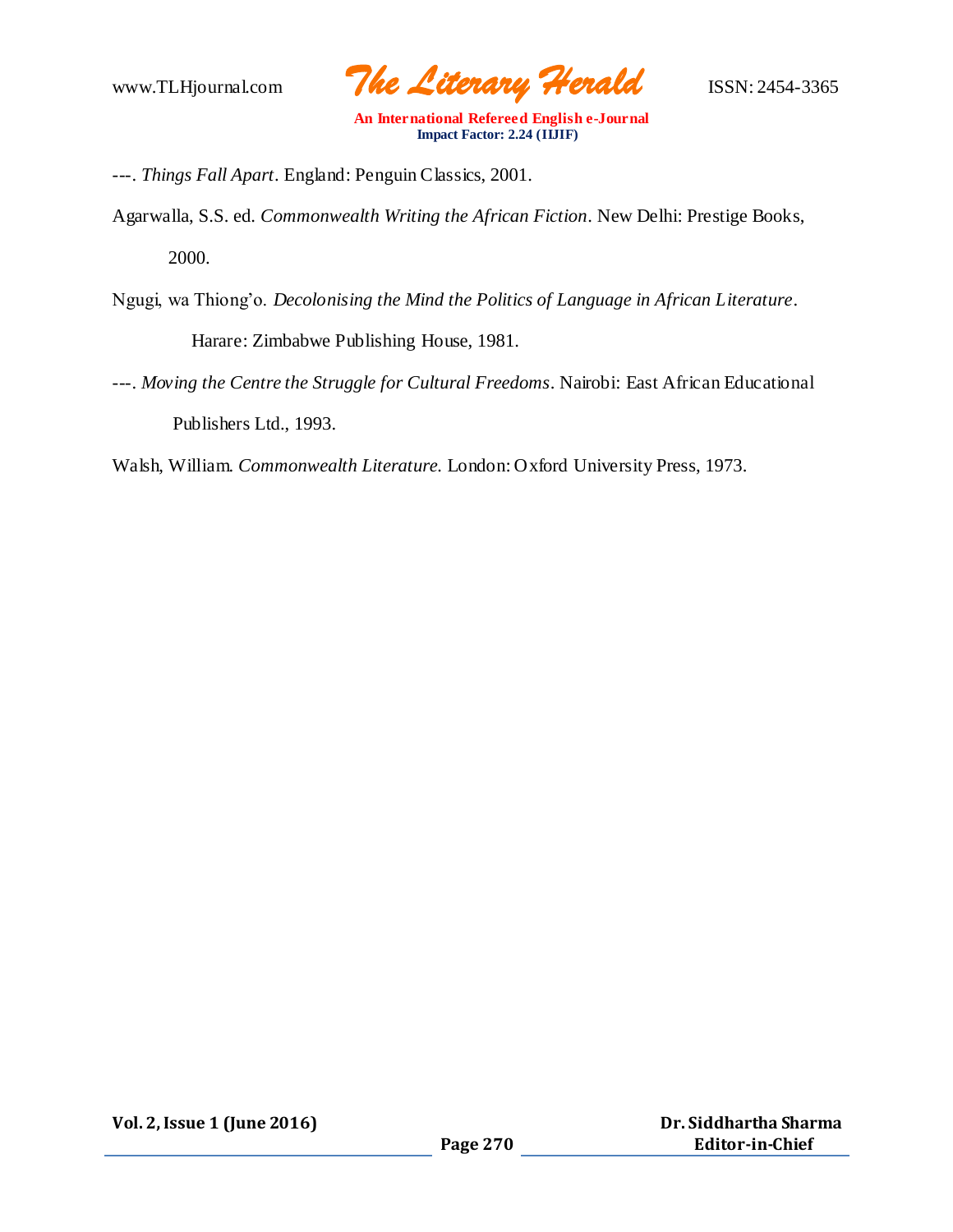---. *Things Fall Apart*. England: Penguin Classics, 2001.

Agarwalla, S.S. ed. *Commonwealth Writing the African Fiction*. New Delhi: Prestige Books, 2000.

Ngugi, wa Thiong'o. *Decolonising the Mind the Politics of Language in African Literature*. Harare: Zimbabwe Publishing House, 1981.

---. *Moving the Centre the Struggle for Cultural Freedoms*. Nairobi: East African Educational Publishers Ltd., 1993.

Walsh, William. *Commonwealth Literature.* London: Oxford University Press, 1973.